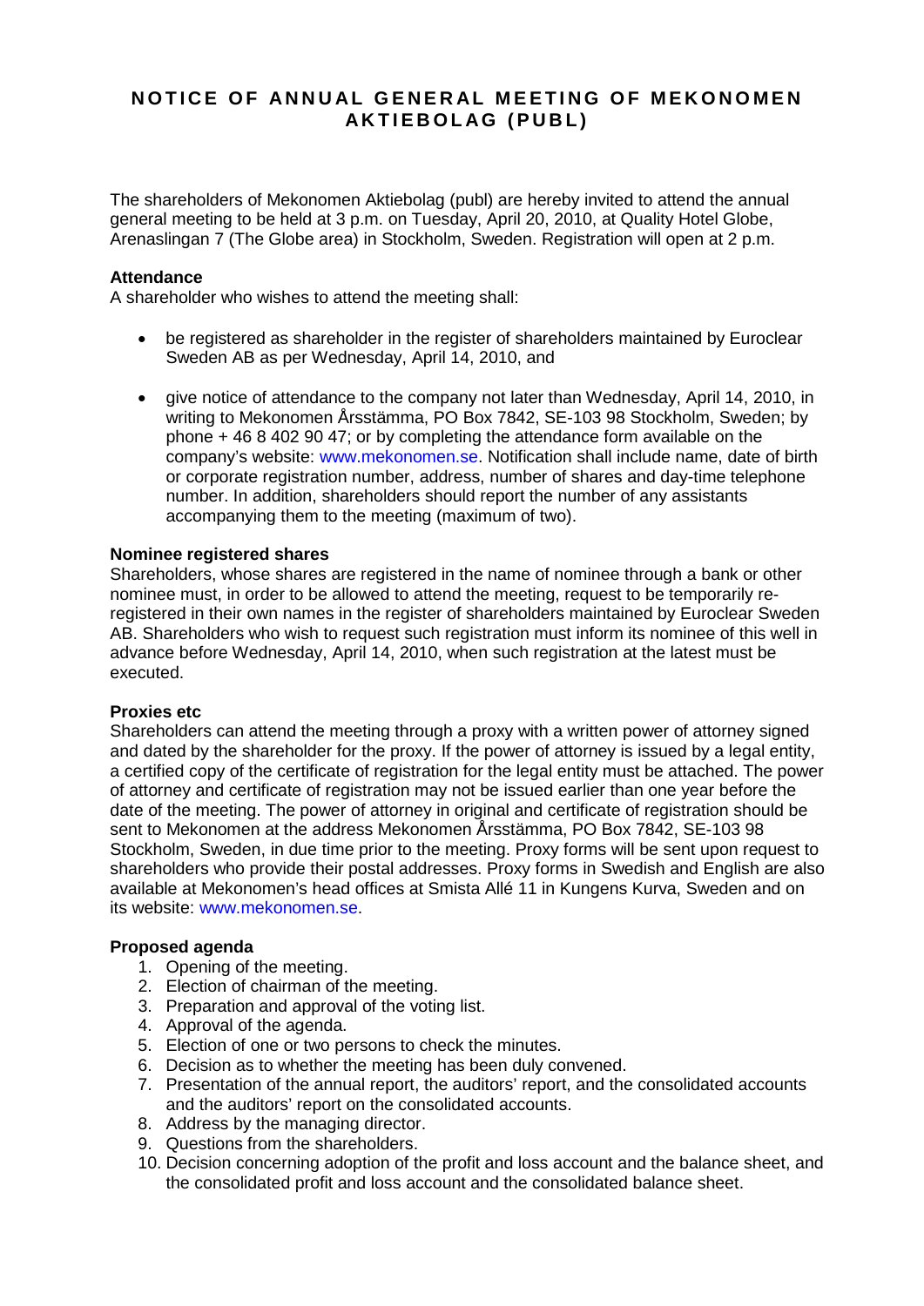# NOTICE OF ANNUAL GENERAL MEETING OF MEKONOMEN AKTIEBOLAG (PUBL)

The shareholders of Mekonomen Aktiebolag (publ) are hereby invited to attend the annual general meeting to be held at 3 p.m. on Tuesday, April 20, 2010, at Quality Hotel Globe, Arenaslingan 7 (The Globe area) in Stockholm, Sweden. Registration will open at 2 p.m.

**Attendance**

A shareholder who wishes to attend the meeting shall:

- be registered as shareholder in the register of shareholders maintained by Euroclear Sweden AB as per Wednesday, April 14, 2010, and
- give notice of attendance to the company not later than Wednesday, April 14, 2010, in writing to Mekonomen Årsstämma, PO Box 7842, SE-103 98 Stockholm, Sweden; by phone + 46 8 402 90 47; or by completing the attendance form available on the company's website: www.mekonomen.se. Notification shall include name, date of birth or corporate registration number, address, number of shares and day-time telephone number. In addition, shareholders should report the number of any assistants accompanying them to the meeting (maximum of two).

**Nominee registered shares**

Shareholders, whose shares are registered in the name of nominee through a bank or other nominee must, in order to be allowed to attend the meeting, request to be temporarily re-registered in their own names in the register of shareholders maintained by Euroclear Sweden AB. Shareholders who wish to request such registration must inform its nominee of this well in advance before Wednesday, April 14, 2010, when such registration at the latest must be executed.

**Proxies etc**

Shareholders can attend the meeting through a proxy with a written power of attorney signed and dated by the shareholder for the proxy. If the power of attorney is issued by a legal entity, a certified copy of the certificate of registration for the legal entity must be attached. The power of attorney and certificate of registration may not be issued earlier than one year before the date of the meeting. The power of attorney in original and certificate of registration should be sent to Mekonomen at the address Mekonomen Årsstämma, PO Box 7842, SE-103 98 Stockholm, Sweden, in due time prior to the meeting. Proxy forms will be sent upon request to shareholders who provide their postal addresses. Proxy forms in Swedish and English are also available at Mekonomen's head offices at Smista Allé 11 in Kungens Kurva, Sweden and on its website: www.mekonomen.se.

**Proposed agenda**

1. Opening of the meeting.
2. Election of chairman of the meeting.
3. Preparation and approval of the voting list.
4. Approval of the agenda.
5. Election of one or two persons to check the minutes.
6. Decision as to whether the meeting has been duly convened.
7. Presentation of the annual report, the auditors' report, and the consolidated accounts and the auditors' report on the consolidated accounts.
8. Address by the managing director.
9. Questions from the shareholders.
10. Decision concerning adoption of the profit and loss account and the balance sheet, and the consolidated profit and loss account and the consolidated balance sheet.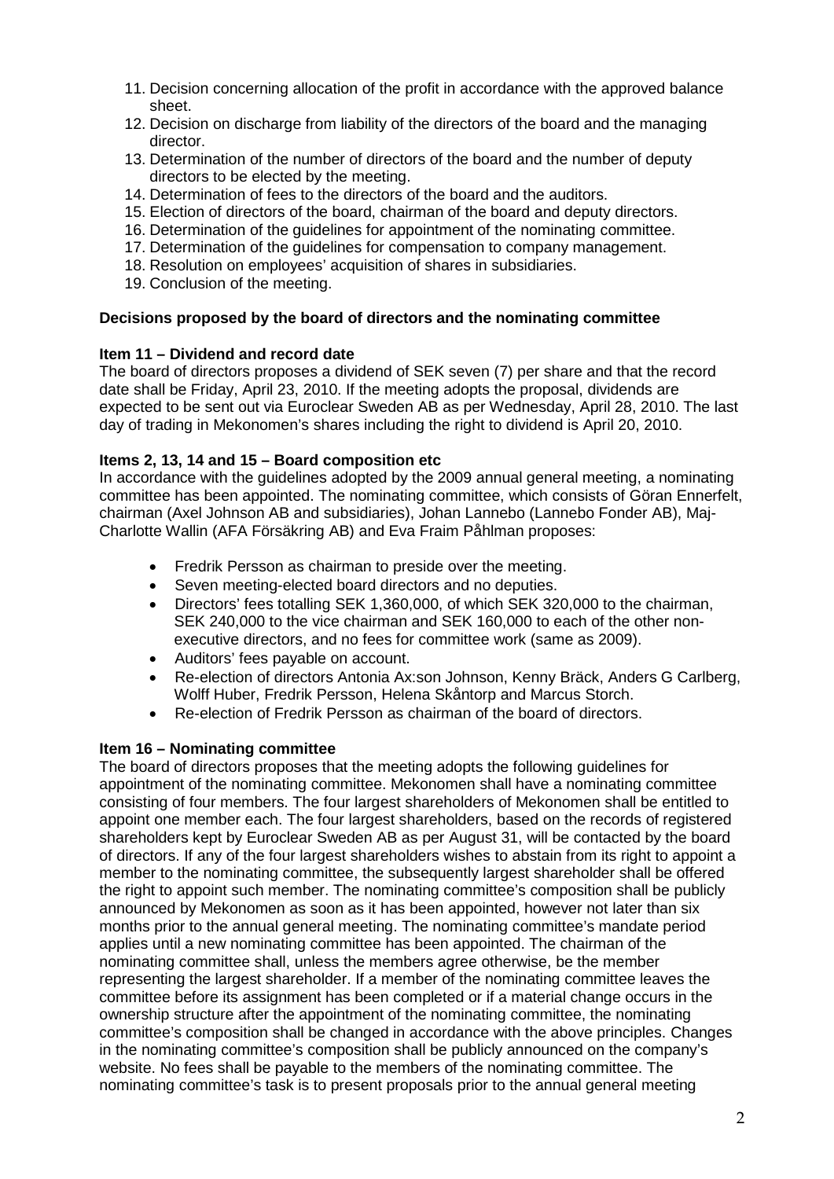11. Decision concerning allocation of the profit in accordance with the approved balance sheet.
12. Decision on discharge from liability of the directors of the board and the managing director.
13. Determination of the number of directors of the board and the number of deputy directors to be elected by the meeting.
14. Determination of fees to the directors of the board and the auditors.
15. Election of directors of the board, chairman of the board and deputy directors.
16. Determination of the guidelines for appointment of the nominating committee.
17. Determination of the guidelines for compensation to company management.
18. Resolution on employees' acquisition of shares in subsidiaries.
19. Conclusion of the meeting.

**Decisions proposed by the board of directors and the nominating committee**

**Item 11 – Dividend and record date**

The board of directors proposes a dividend of SEK seven (7) per share and that the record date shall be Friday, April 23, 2010. If the meeting adopts the proposal, dividends are expected to be sent out via Euroclear Sweden AB as per Wednesday, April 28, 2010. The last day of trading in Mekonomen's shares including the right to dividend is April 20, 2010.

**Items 2, 13, 14 and 15 – Board composition etc**

In accordance with the guidelines adopted by the 2009 annual general meeting, a nominating committee has been appointed. The nominating committee, which consists of Göran Ennerfelt, chairman (Axel Johnson AB and subsidiaries), Johan Lannebo (Lannebo Fonder AB), Maj-Charlotte Wallin (AFA Försäkring AB) and Eva Fraim Påhlman proposes:

- Fredrik Persson as chairman to preside over the meeting.
- Seven meeting-elected board directors and no deputies.
- Directors' fees totalling SEK 1,360,000, of which SEK 320,000 to the chairman, SEK 240,000 to the vice chairman and SEK 160,000 to each of the other non-executive directors, and no fees for committee work (same as 2009).
- Auditors' fees payable on account.
- Re-election of directors Antonia Ax:son Johnson, Kenny Bräck, Anders G Carlberg, Wolff Huber, Fredrik Persson, Helena Skåntorp and Marcus Storch.
- Re-election of Fredrik Persson as chairman of the board of directors.

**Item 16 – Nominating committee**

The board of directors proposes that the meeting adopts the following guidelines for appointment of the nominating committee. Mekonomen shall have a nominating committee consisting of four members. The four largest shareholders of Mekonomen shall be entitled to appoint one member each. The four largest shareholders, based on the records of registered shareholders kept by Euroclear Sweden AB as per August 31, will be contacted by the board of directors. If any of the four largest shareholders wishes to abstain from its right to appoint a member to the nominating committee, the subsequently largest shareholder shall be offered the right to appoint such member. The nominating committee's composition shall be publicly announced by Mekonomen as soon as it has been appointed, however not later than six months prior to the annual general meeting. The nominating committee's mandate period applies until a new nominating committee has been appointed. The chairman of the nominating committee shall, unless the members agree otherwise, be the member representing the largest shareholder. If a member of the nominating committee leaves the committee before its assignment has been completed or if a material change occurs in the ownership structure after the appointment of the nominating committee, the nominating committee's composition shall be changed in accordance with the above principles. Changes in the nominating committee's composition shall be publicly announced on the company's website. No fees shall be payable to the members of the nominating committee. The nominating committee's task is to present proposals prior to the annual general meeting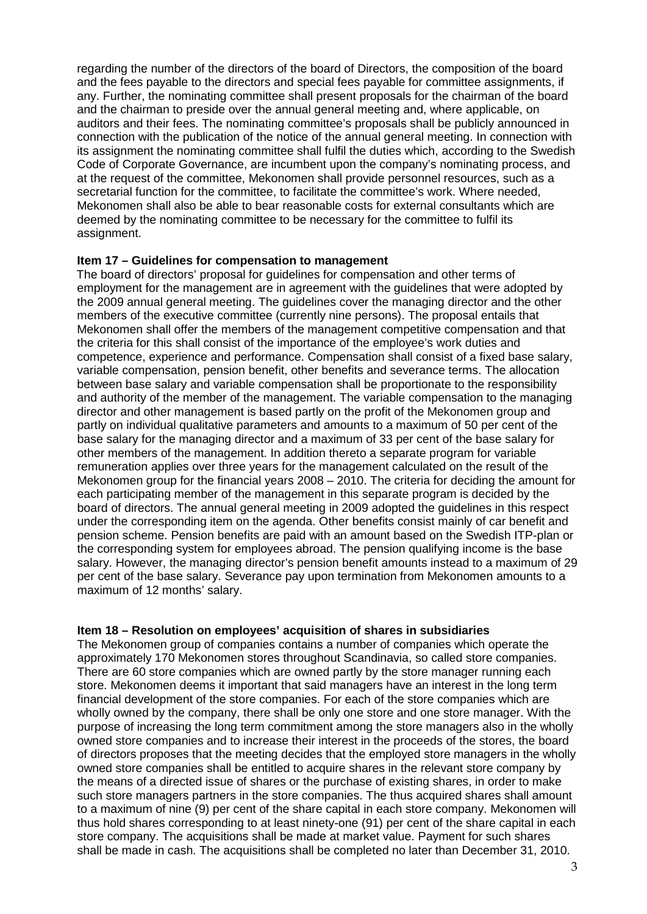regarding the number of the directors of the board of Directors, the composition of the board and the fees payable to the directors and special fees payable for committee assignments, if any. Further, the nominating committee shall present proposals for the chairman of the board and the chairman to preside over the annual general meeting and, where applicable, on auditors and their fees. The nominating committee's proposals shall be publicly announced in connection with the publication of the notice of the annual general meeting. In connection with its assignment the nominating committee shall fulfil the duties which, according to the Swedish Code of Corporate Governance, are incumbent upon the company's nominating process, and at the request of the committee, Mekonomen shall provide personnel resources, such as a secretarial function for the committee, to facilitate the committee's work. Where needed, Mekonomen shall also be able to bear reasonable costs for external consultants which are deemed by the nominating committee to be necessary for the committee to fulfil its assignment.

**Item 17 – Guidelines for compensation to management**

The board of directors' proposal for guidelines for compensation and other terms of employment for the management are in agreement with the guidelines that were adopted by the 2009 annual general meeting. The guidelines cover the managing director and the other members of the executive committee (currently nine persons). The proposal entails that Mekonomen shall offer the members of the management competitive compensation and that the criteria for this shall consist of the importance of the employee's work duties and competence, experience and performance. Compensation shall consist of a fixed base salary, variable compensation, pension benefit, other benefits and severance terms. The allocation between base salary and variable compensation shall be proportionate to the responsibility and authority of the member of the management. The variable compensation to the managing director and other management is based partly on the profit of the Mekonomen group and partly on individual qualitative parameters and amounts to a maximum of 50 per cent of the base salary for the managing director and a maximum of 33 per cent of the base salary for other members of the management. In addition thereto a separate program for variable remuneration applies over three years for the management calculated on the result of the Mekonomen group for the financial years 2008 – 2010. The criteria for deciding the amount for each participating member of the management in this separate program is decided by the board of directors. The annual general meeting in 2009 adopted the guidelines in this respect under the corresponding item on the agenda. Other benefits consist mainly of car benefit and pension scheme. Pension benefits are paid with an amount based on the Swedish ITP-plan or the corresponding system for employees abroad. The pension qualifying income is the base salary. However, the managing director's pension benefit amounts instead to a maximum of 29 per cent of the base salary. Severance pay upon termination from Mekonomen amounts to a maximum of 12 months' salary.

**Item 18 – Resolution on employees' acquisition of shares in subsidiaries**

The Mekonomen group of companies contains a number of companies which operate the approximately 170 Mekonomen stores throughout Scandinavia, so called store companies. There are 60 store companies which are owned partly by the store manager running each store. Mekonomen deems it important that said managers have an interest in the long term financial development of the store companies. For each of the store companies which are wholly owned by the company, there shall be only one store and one store manager. With the purpose of increasing the long term commitment among the store managers also in the wholly owned store companies and to increase their interest in the proceeds of the stores, the board of directors proposes that the meeting decides that the employed store managers in the wholly owned store companies shall be entitled to acquire shares in the relevant store company by the means of a directed issue of shares or the purchase of existing shares, in order to make such store managers partners in the store companies. The thus acquired shares shall amount to a maximum of nine (9) per cent of the share capital in each store company. Mekonomen will thus hold shares corresponding to at least ninety-one (91) per cent of the share capital in each store company. The acquisitions shall be made at market value. Payment for such shares shall be made in cash. The acquisitions shall be completed no later than December 31, 2010.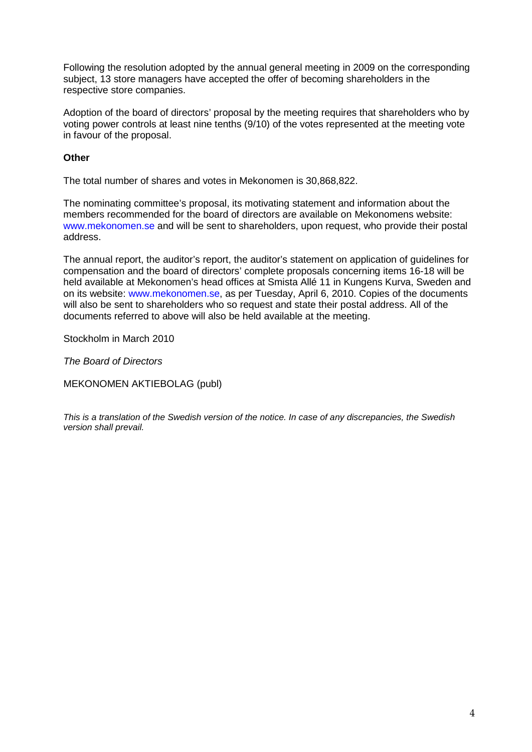Following the resolution adopted by the annual general meeting in 2009 on the corresponding subject, 13 store managers have accepted the offer of becoming shareholders in the respective store companies.

Adoption of the board of directors' proposal by the meeting requires that shareholders who by voting power controls at least nine tenths (9/10) of the votes represented at the meeting vote in favour of the proposal.

**Other**

The total number of shares and votes in Mekonomen is 30,868,822.

The nominating committee's proposal, its motivating statement and information about the members recommended for the board of directors are available on Mekonomens website: www.mekonomen.se and will be sent to shareholders, upon request, who provide their postal address.

The annual report, the auditor's report, the auditor's statement on application of guidelines for compensation and the board of directors' complete proposals concerning items 16-18 will be held available at Mekonomen's head offices at Smista Allé 11 in Kungens Kurva, Sweden and on its website: www.mekonomen.se, as per Tuesday, April 6, 2010. Copies of the documents will also be sent to shareholders who so request and state their postal address. All of the documents referred to above will also be held available at the meeting.

Stockholm in March 2010

*The Board of Directors*

MEKONOMEN AKTIEBOLAG (publ)

*This is a translation of the Swedish version of the notice. In case of any discrepancies, the Swedish version shall prevail.*